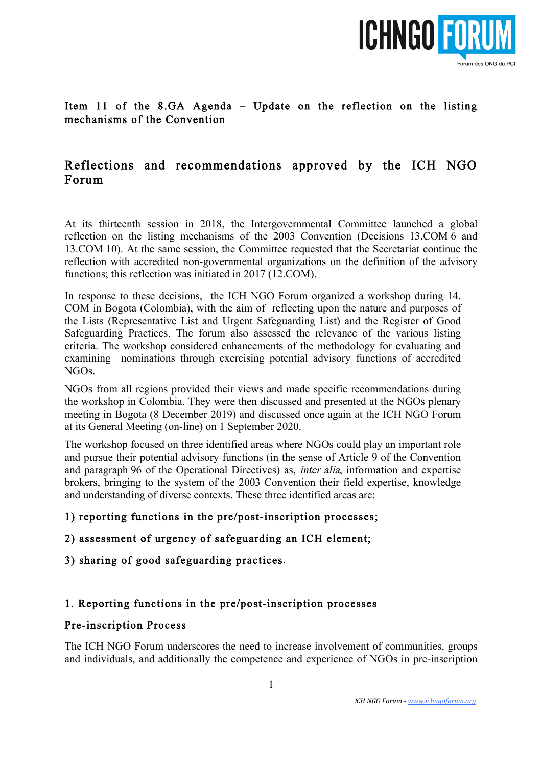## Item 11 of the 8.GA Agenda – Update on the reflection on the listing mechanisms of the Convention

# Reflections and recommendations approved by the ICH NGO Forum

At its thirteenth session in 2018, the Intergovernmental Committee launched a global reflection on the listing mechanisms of the 2003 Convention (Decisions 13.COM 6 and 13.COM 10). At the same session, the Committee requested that the Secretariat continue the reflection with accredited non-governmental organizations on the definition of the advisory functions; this reflection was initiated in 2017 (12.COM).

In response to these decisions, the ICH NGO Forum organized a workshop during 14. COM in Bogota (Colombia), with the aim of reflecting upon the nature and purposes of the Lists (Representative List and Urgent Safeguarding List) and the Register of Good Safeguarding Practices. The forum also assessed the relevance of the various listing criteria. The workshop considered enhancements of the methodology for evaluating and examining nominations through exercising potential advisory functions of accredited NGOs.

NGOs from all regions provided their views and made specific recommendations during the workshop in Colombia. They were then discussed and presented at the NGOs plenary meeting in Bogota (8 December 2019) and discussed once again at the ICH NGO Forum at its General Meeting (on-line) on 1 September 2020.

The workshop focused on three identified areas where NGOs could play an important role and pursue their potential advisory functions (in the sense of Article 9 of the Convention and paragraph 96 of the Operational Directives) as, *inter alia*, information and expertise brokers, bringing to the system of the 2003 Convention their field expertise, knowledge and understanding of diverse contexts. These three identified areas are:

1) reporting functions in the pre/post-inscription processes;

2) assessment of urgency of safeguarding an ICH element;

3) sharing of good safeguarding practices.

### 1. Reporting functions in the pre/post-inscription processes

#### Pre-inscription Process

The ICH NGO Forum underscores the need to increase involvement of communities, groups and individuals, and additionally the competence and experience of NGOs in pre-inscription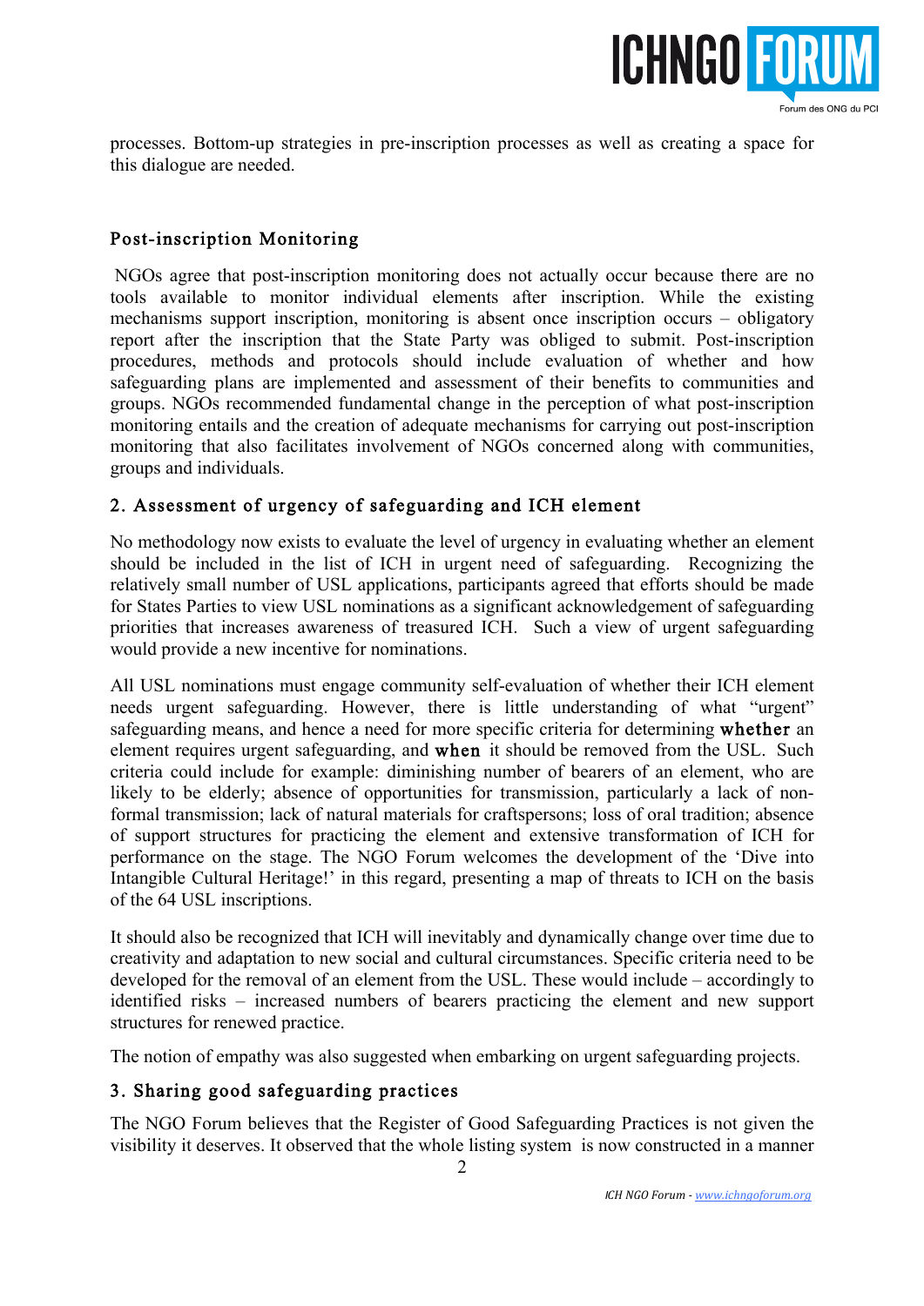processes. Bottom-up strategies in pre-inscription processes as well as creating a space for this dialogue are needed.

### Post-inscription Monitoring

NGOs agree that post-inscription monitoring does not actually occur because there are no tools available to monitor individual elements after inscription. While the existing mechanisms support inscription, monitoring is absent once inscription occurs – obligatory report after the inscription that the State Party was obliged to submit. Post-inscription procedures, methods and protocols should include evaluation of whether and how safeguarding plans are implemented and assessment of their benefits to communities and groups. NGOs recommended fundamental change in the perception of what post-inscription monitoring entails and the creation of adequate mechanisms for carrying out post-inscription monitoring that also facilitates involvement of NGOs concerned along with communities, groups and individuals.

## 2. Assessment of urgency of safeguarding and ICH element

No methodology now exists to evaluate the level of urgency in evaluating whether an element should be included in the list of ICH in urgent need of safeguarding. Recognizing the relatively small number of USL applications, participants agreed that efforts should be made for States Parties to view USL nominations as a significant acknowledgement of safeguarding priorities that increases awareness of treasured ICH. Such a view of urgent safeguarding would provide a new incentive for nominations.

All USL nominations must engage community self-evaluation of whether their ICH element needs urgent safeguarding. However, there is little understanding of what "urgent" safeguarding means, and hence a need for more specific criteria for determining **whether** an element requires urgent safeguarding, and **when** it should be removed from the USL. Such criteria could include for example: diminishing number of bearers of an element, who are likely to be elderly; absence of opportunities for transmission, particularly a lack of non-formal transmission; lack of natural materials for craftspersons; loss of oral tradition; absence of support structures for practicing the element and extensive transformation of ICH for performance on the stage. The NGO Forum welcomes the development of the 'Dive into Intangible Cultural Heritage!' in this regard, presenting a map of threats to ICH on the basis of the 64 USL inscriptions.

It should also be recognized that ICH will inevitably and dynamically change over time due to creativity and adaptation to new social and cultural circumstances. Specific criteria need to be developed for the removal of an element from the USL. These would include – accordingly to identified risks – increased numbers of bearers practicing the element and new support structures for renewed practice.

The notion of empathy was also suggested when embarking on urgent safeguarding projects.

## 3. Sharing good safeguarding practices

The NGO Forum believes that the Register of Good Safeguarding Practices is not given the visibility it deserves. It observed that the whole listing system is now constructed in a manner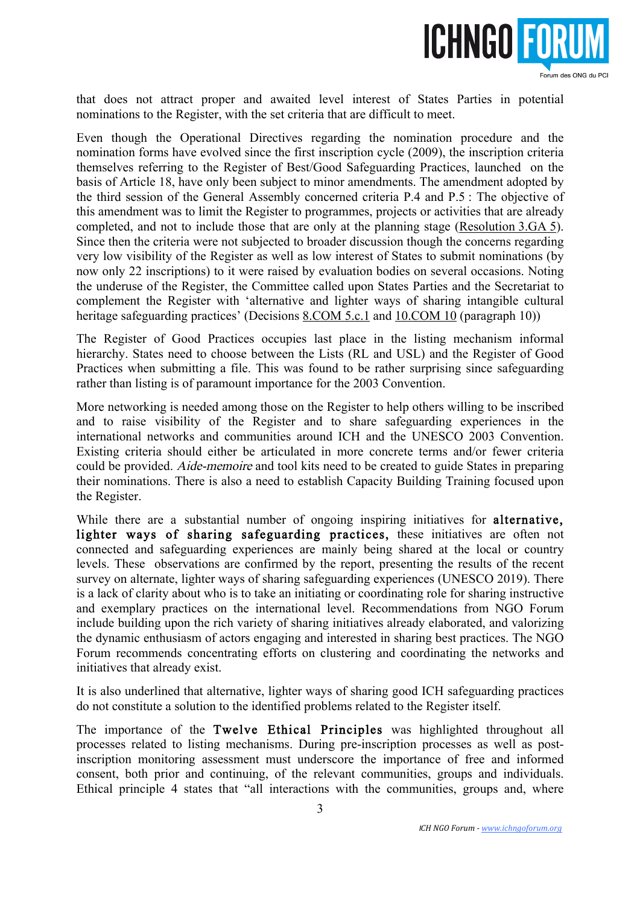that does not attract proper and awaited level interest of States Parties in potential nominations to the Register, with the set criteria that are difficult to meet.

Even though the Operational Directives regarding the nomination procedure and the nomination forms have evolved since the first inscription cycle (2009), the inscription criteria themselves referring to the Register of Best/Good Safeguarding Practices, launched on the basis of Article 18, have only been subject to minor amendments. The amendment adopted by the third session of the General Assembly concerned criteria P.4 and P.5 : The objective of this amendment was to limit the Register to programmes, projects or activities that are already completed, and not to include those that are only at the planning stage (Resolution 3.GA 5). Since then the criteria were not subjected to broader discussion though the concerns regarding very low visibility of the Register as well as low interest of States to submit nominations (by now only 22 inscriptions) to it were raised by evaluation bodies on several occasions. Noting the underuse of the Register, the Committee called upon States Parties and the Secretariat to complement the Register with 'alternative and lighter ways of sharing intangible cultural heritage safeguarding practices' (Decisions 8.COM 5.c.1 and 10.COM 10 (paragraph 10))

The Register of Good Practices occupies last place in the listing mechanism informal hierarchy. States need to choose between the Lists (RL and USL) and the Register of Good Practices when submitting a file. This was found to be rather surprising since safeguarding rather than listing is of paramount importance for the 2003 Convention.

More networking is needed among those on the Register to help others willing to be inscribed and to raise visibility of the Register and to share safeguarding experiences in the international networks and communities around ICH and the UNESCO 2003 Convention. Existing criteria should either be articulated in more concrete terms and/or fewer criteria could be provided. *Aide-memoire* and tool kits need to be created to guide States in preparing their nominations. There is also a need to establish Capacity Building Training focused upon the Register.

While there are a substantial number of ongoing inspiring initiatives for **alternative, lighter ways of sharing safeguarding practices,** these initiatives are often not connected and safeguarding experiences are mainly being shared at the local or country levels. These observations are confirmed by the report, presenting the results of the recent survey on alternate, lighter ways of sharing safeguarding experiences (UNESCO 2019). There is a lack of clarity about who is to take an initiating or coordinating role for sharing instructive and exemplary practices on the international level. Recommendations from NGO Forum include building upon the rich variety of sharing initiatives already elaborated, and valorizing the dynamic enthusiasm of actors engaging and interested in sharing best practices. The NGO Forum recommends concentrating efforts on clustering and coordinating the networks and initiatives that already exist.

It is also underlined that alternative, lighter ways of sharing good ICH safeguarding practices do not constitute a solution to the identified problems related to the Register itself.

The importance of the **Twelve Ethical Principles** was highlighted throughout all processes related to listing mechanisms. During pre-inscription processes as well as post-inscription monitoring assessment must underscore the importance of free and informed consent, both prior and continuing, of the relevant communities, groups and individuals. Ethical principle 4 states that "all interactions with the communities, groups and, where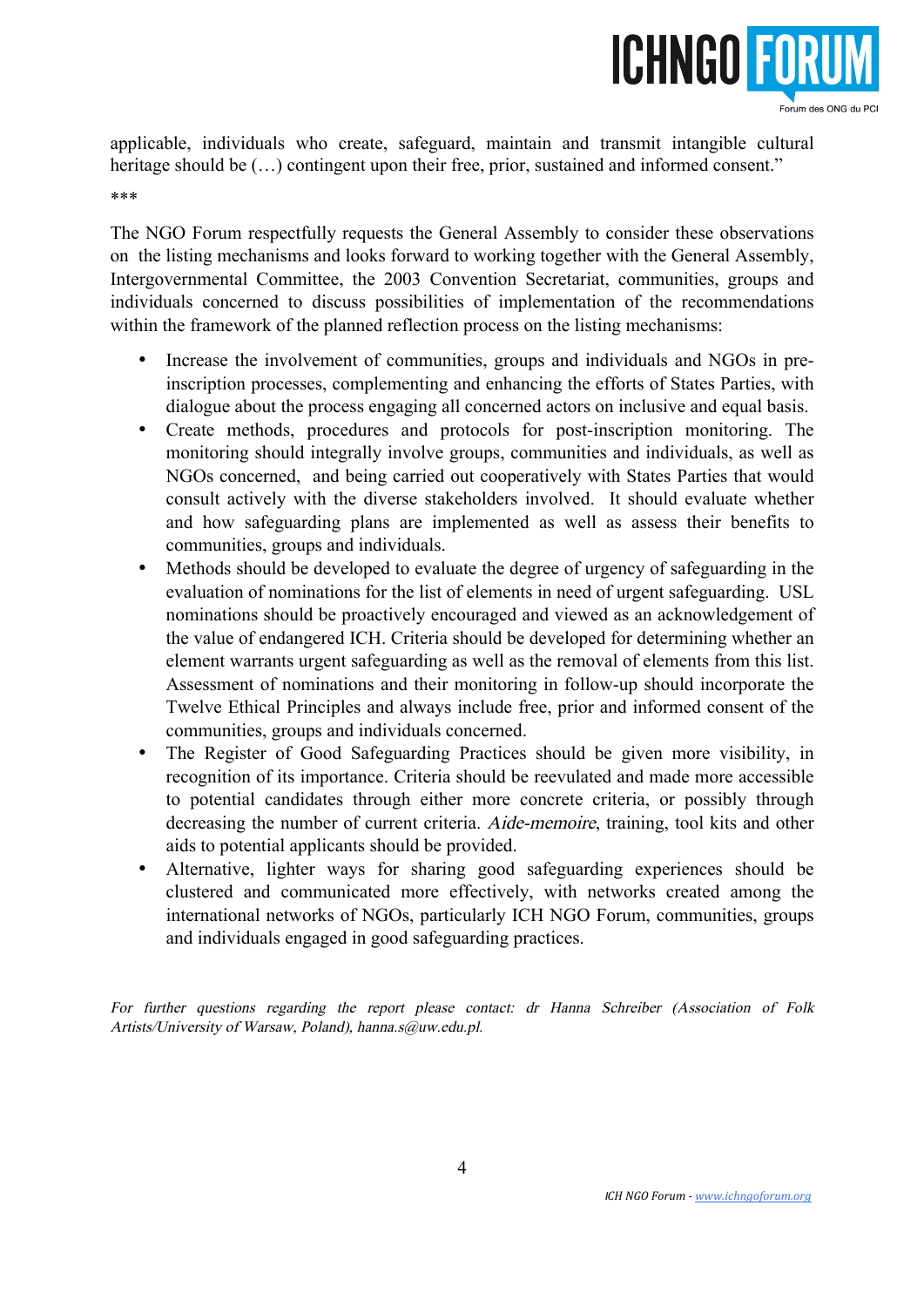applicable, individuals who create, safeguard, maintain and transmit intangible cultural heritage should be (…) contingent upon their free, prior, sustained and informed consent."

***

The NGO Forum respectfully requests the General Assembly to consider these observations on the listing mechanisms and looks forward to working together with the General Assembly, Intergovernmental Committee, the 2003 Convention Secretariat, communities, groups and individuals concerned to discuss possibilities of implementation of the recommendations within the framework of the planned reflection process on the listing mechanisms:

- Increase the involvement of communities, groups and individuals and NGOs in pre-inscription processes, complementing and enhancing the efforts of States Parties, with dialogue about the process engaging all concerned actors on inclusive and equal basis.
- Create methods, procedures and protocols for post-inscription monitoring. The monitoring should integrally involve groups, communities and individuals, as well as NGOs concerned, and being carried out cooperatively with States Parties that would consult actively with the diverse stakeholders involved. It should evaluate whether and how safeguarding plans are implemented as well as assess their benefits to communities, groups and individuals.
- Methods should be developed to evaluate the degree of urgency of safeguarding in the evaluation of nominations for the list of elements in need of urgent safeguarding. USL nominations should be proactively encouraged and viewed as an acknowledgement of the value of endangered ICH. Criteria should be developed for determining whether an element warrants urgent safeguarding as well as the removal of elements from this list. Assessment of nominations and their monitoring in follow-up should incorporate the Twelve Ethical Principles and always include free, prior and informed consent of the communities, groups and individuals concerned.
- The Register of Good Safeguarding Practices should be given more visibility, in recognition of its importance. Criteria should be reevulated and made more accessible to potential candidates through either more concrete criteria, or possibly through decreasing the number of current criteria. *Aide-memoire*, training, tool kits and other aids to potential applicants should be provided.
- Alternative, lighter ways for sharing good safeguarding experiences should be clustered and communicated more effectively, with networks created among the international networks of NGOs, particularly ICH NGO Forum, communities, groups and individuals engaged in good safeguarding practices.

*For further questions regarding the report please contact: dr Hanna Schreiber (Association of Folk Artists/University of Warsaw, Poland), hanna.s@uw.edu.pl.*